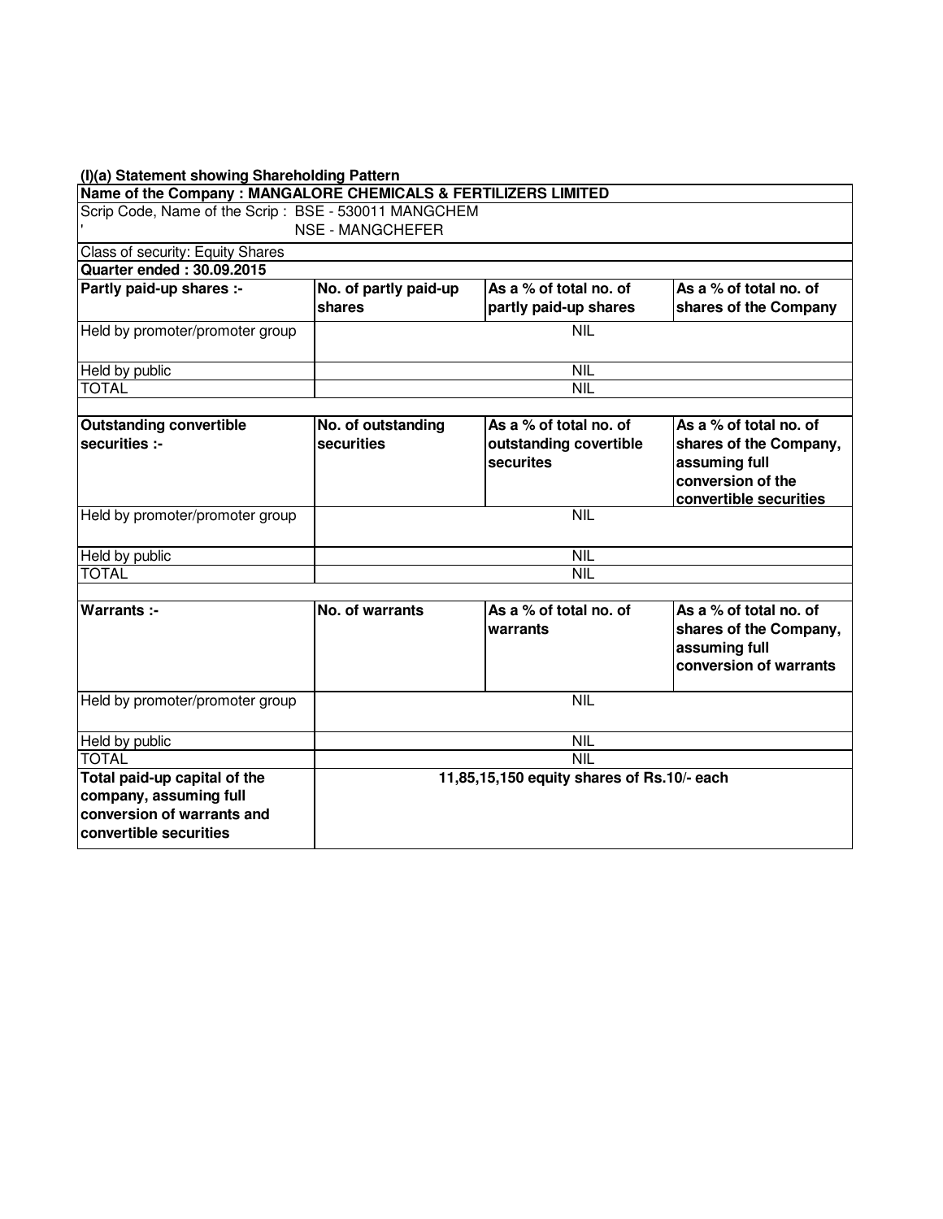**(I)(a) Statement showing Shareholding Pattern**

| **Name of the Company : MANGALORE CHEMICALS & FERTILIZERS LIMITED** | | | |
|---|---|---|---|
| Scrip Code, Name of the Scrip : BSE - 530011 MANGCHEM<br>' NSE - MANGCHEFER | | | |
| Class of security: Equity Shares | | | |
| **Quarter ended : 30.09.2015** | | | |
| **Partly paid-up shares :-** | **No. of partly paid-up shares** | **As a % of total no. of partly paid-up shares** | **As a % of total no. of shares of the Company** |
| Held by promoter/promoter group | NIL | | |
| Held by public | NIL | | |
| TOTAL | NIL | | |
| | | | |
| **Outstanding convertible securities :-** | **No. of outstanding securities** | **As a % of total no. of outstanding covertible securites** | **As a % of total no. of shares of the Company, assuming full conversion of the convertible securities** |
| Held by promoter/promoter group | NIL | | |
| Held by public | NIL | | |
| TOTAL | NIL | | |
| | | | |
| **Warrants :-** | **No. of warrants** | **As a % of total no. of warrants** | **As a % of total no. of shares of the Company, assuming full conversion of warrants** |
| Held by promoter/promoter group | NIL | | |
| Held by public | NIL | | |
| TOTAL | NIL | | |
| **Total paid-up capital of the company, assuming full conversion of warrants and convertible securities** | **11,85,15,150 equity shares of Rs.10/- each** | | |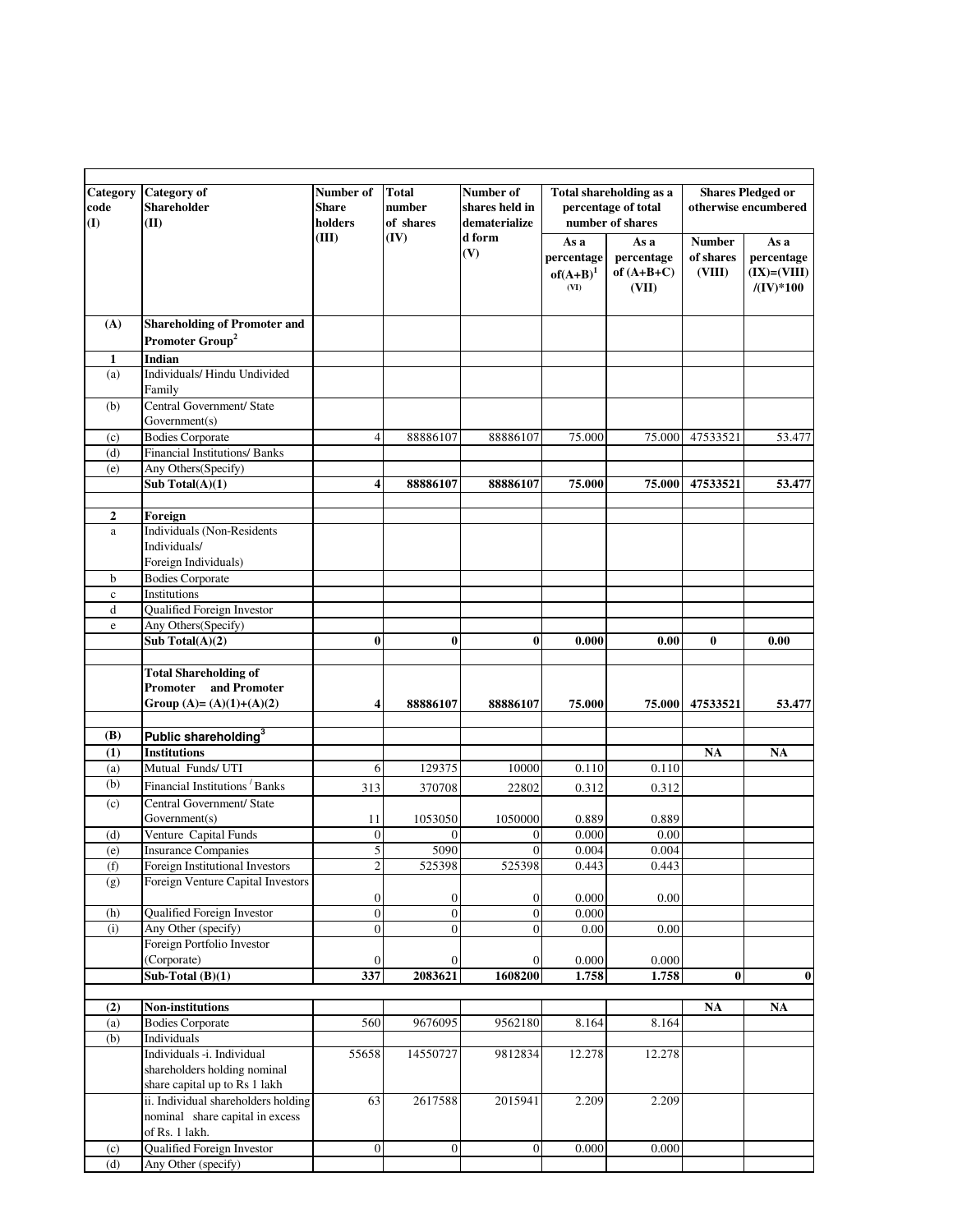| Category code (I) | Category of Shareholder (II) | Number of Share holders (III) | Total number of shares (IV) | Number of shares held in dematerialize d form (V) | Total shareholding as a percentage of total number of shares | | Shares Pledged or otherwise encumbered | |
|---|---|---|---|---|---|---|---|---|
| | | | | | As a percentage of(A+B)[1] (VI) | As a percentage of (A+B+C) (VII) | Number of shares (VIII) | As a percentage (IX)=(VIII) /(IV)*100 |
| **(A)** | **Shareholding of Promoter and Promoter Group[2]** | | | | | | | |
| **1** | **Indian** | | | | | | | |
| (a) | Individuals/ Hindu Undivided Family | | | | | | | |
| (b) | Central Government/ State Government(s) | | | | | | | |
| (c) | Bodies Corporate | 4 | 88886107 | 88886107 | 75.000 | 75.000 | 47533521 | 53.477 |
| (d) | Financial Institutions/ Banks | | | | | | | |
| (e) | Any Others(Specify) | | | | | | | |
| | **Sub Total(A)(1)** | **4** | **88886107** | **88886107** | **75.000** | **75.000** | **47533521** | **53.477** |
| | | | | | | | | |
| **2** | **Foreign** | | | | | | | |
| a | Individuals (Non-Residents Individuals/ Foreign Individuals) | | | | | | | |
| b | Bodies Corporate | | | | | | | |
| c | Institutions | | | | | | | |
| d | Qualified Foreign Investor | | | | | | | |
| e | Any Others(Specify) | | | | | | | |
| | **Sub Total(A)(2)** | **0** | **0** | **0** | **0.000** | **0.00** | **0** | **0.00** |
| | | | | | | | | |
| | **Total Shareholding of Promoter and Promoter Group (A)= (A)(1)+(A)(2)** | **4** | **88886107** | **88886107** | **75.000** | **75.000** | **47533521** | **53.477** |
| | | | | | | | | |
| **(B)** | **Public shareholding[3]** | | | | | | | |
| **(1)** | **Institutions** | | | | | | **NA** | **NA** |
| (a) | Mutual Funds/ UTI | 6 | 129375 | 10000 | 0.110 | 0.110 | | |
| (b) | Financial Institutions / Banks | 313 | 370708 | 22802 | 0.312 | 0.312 | | |
| (c) | Central Government/ State Government(s) | 11 | 1053050 | 1050000 | 0.889 | 0.889 | | |
| (d) | Venture Capital Funds | 0 | 0 | 0 | 0.000 | 0.00 | | |
| (e) | Insurance Companies | 5 | 5090 | 0 | 0.004 | 0.004 | | |
| (f) | Foreign Institutional Investors | 2 | 525398 | 525398 | 0.443 | 0.443 | | |
| (g) | Foreign Venture Capital Investors | 0 | 0 | 0 | 0.000 | 0.00 | | |
| (h) | Qualified Foreign Investor | 0 | 0 | 0 | 0.000 | | | |
| (i) | Any Other (specify) | 0 | 0 | 0 | 0.00 | 0.00 | | |
| | Foreign Portfolio Investor (Corporate) | 0 | 0 | 0 | 0.000 | 0.000 | | |
| | **Sub-Total (B)(1)** | **337** | **2083621** | **1608200** | **1.758** | **1.758** | **0** | **0** |
| | | | | | | | | |
| **(2)** | **Non-institutions** | | | | | | **NA** | **NA** |
| (a) | Bodies Corporate | 560 | 9676095 | 9562180 | 8.164 | 8.164 | | |
| (b) | Individuals | | | | | | | |
| | Individuals -i. Individual shareholders holding nominal share capital up to Rs 1 lakh | 55658 | 14550727 | 9812834 | 12.278 | 12.278 | | |
| | ii. Individual shareholders holding nominal share capital in excess of Rs. 1 lakh. | 63 | 2617588 | 2015941 | 2.209 | 2.209 | | |
| (c) | Qualified Foreign Investor | 0 | 0 | 0 | 0.000 | 0.000 | | |
| (d) | Any Other (specify) | | | | | | | |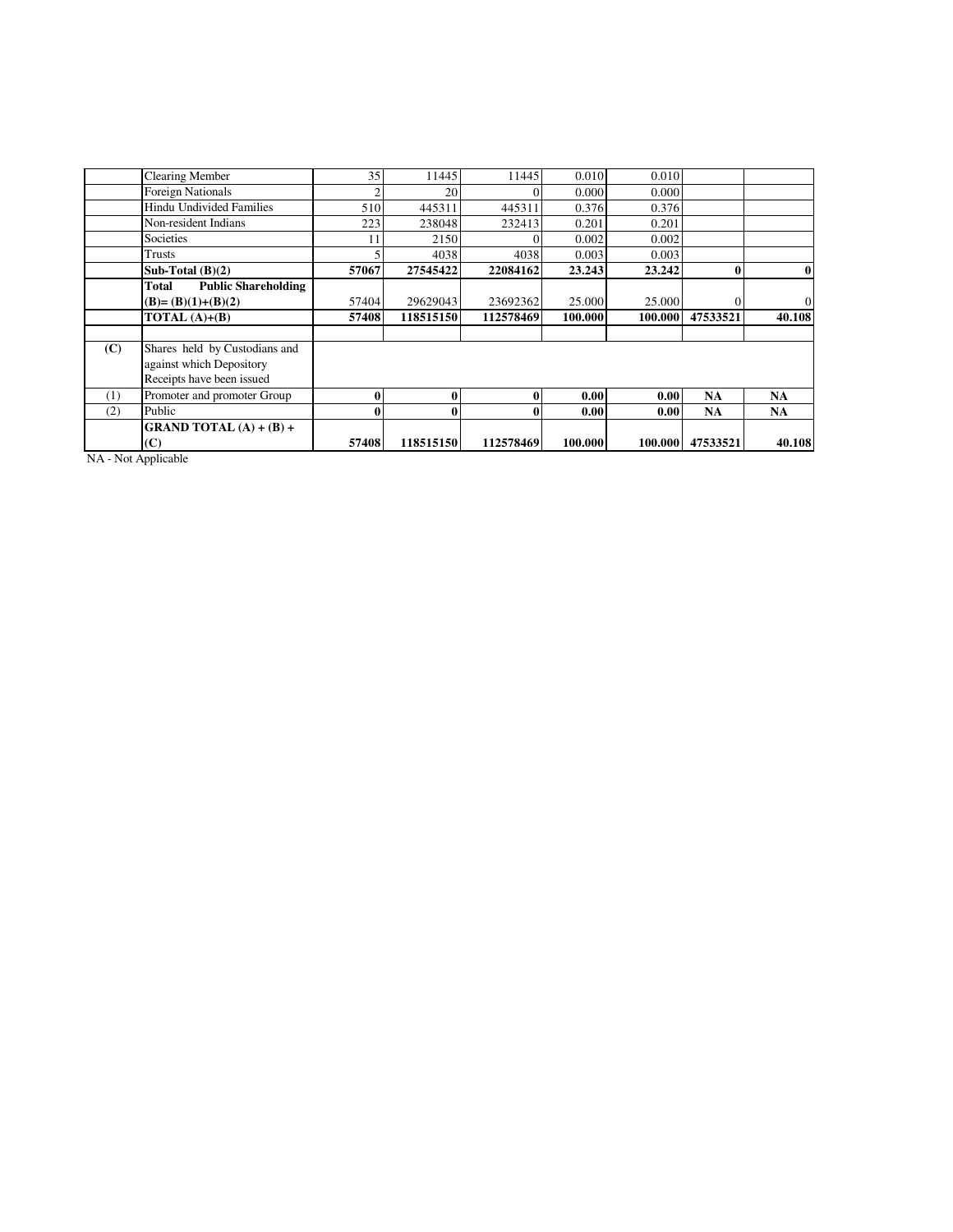|  |  |  |  |  |  |  |  |  |
|---|---|---|---|---|---|---|---|---|
|  | Clearing Member | 35 | 11445 | 11445 | 0.010 | 0.010 |  |  |
|  | Foreign Nationals | 2 | 20 | 0 | 0.000 | 0.000 |  |  |
|  | Hindu Undivided Families | 510 | 445311 | 445311 | 0.376 | 0.376 |  |  |
|  | Non-resident Indians | 223 | 238048 | 232413 | 0.201 | 0.201 |  |  |
|  | Societies | 11 | 2150 | 0 | 0.002 | 0.002 |  |  |
|  | Trusts | 5 | 4038 | 4038 | 0.003 | 0.003 |  |  |
|  | **Sub-Total (B)(2)** | **57067** | **27545422** | **22084162** | **23.243** | **23.242** | **0** | **0** |
|  | **Total Public Shareholding (B)= (B)(1)+(B)(2)** | 57404 | 29629043 | 23692362 | 25.000 | 25.000 | 0 | 0 |
|  | **TOTAL (A)+(B)** | **57408** | **118515150** | **112578469** | **100.000** | **100.000** | **47533521** | **40.108** |
|  |  |  |  |  |  |  |  |  |
| **(C)** | Shares held by Custodians and against which Depository Receipts have been issued |  |  |  |  |  |  |  |
| (1) | Promoter and promoter Group | **0** | **0** | **0** | **0.00** | **0.00** | **NA** | **NA** |
| (2) | Public | **0** | **0** | **0** | **0.00** | **0.00** | **NA** | **NA** |
|  | **GRAND TOTAL (A) + (B) + (C)** | **57408** | **118515150** | **112578469** | **100.000** | **100.000** | **47533521** | **40.108** |

NA - Not Applicable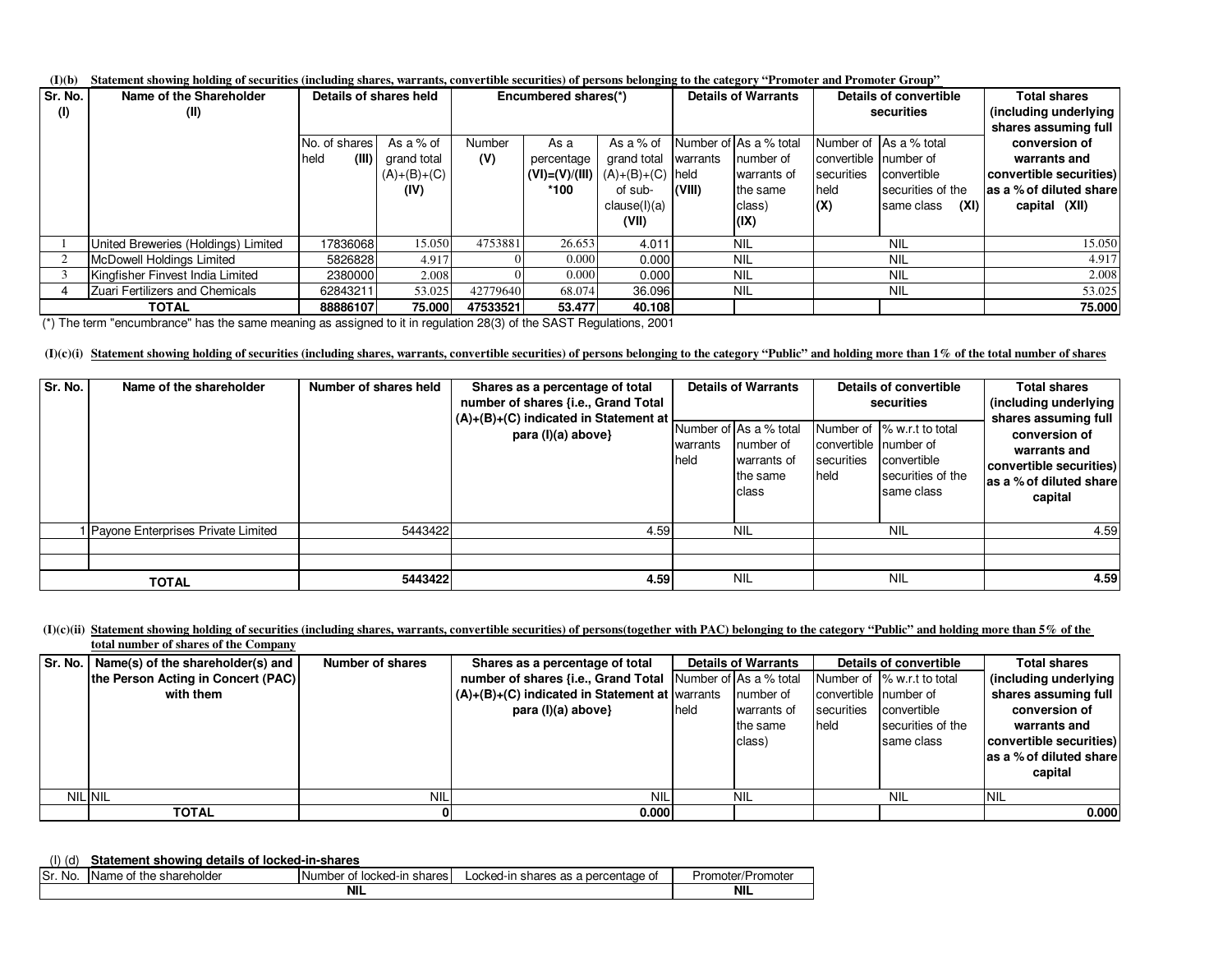**(I)(b) Statement showing holding of securities (including shares, warrants, convertible securities) of persons belonging to the category "Promoter and Promoter Group"**

| Sr. No. (I) | Name of the Shareholder (II) | Details of shares held | | Encumbered shares(*) | | | Details of Warrants | | Details of convertible securities | | Total shares (including underlying shares assuming full conversion of warrants and convertible securities) as a % of diluted share capital (XII) |
|---|---|---|---|---|---|---|---|---|---|---|---|
| | | No. of shares held (III) | As a % of grand total (A)+(B)+(C) (IV) | Number (V) | As a percentage (VI)=(V)/(III)*100 | As a % of grand total (A)+(B)+(C) of sub-clause(I)(a) (VII) | Number of warrants held (VIII) | As a % total number of warrants of the same class) (IX) | Number of convertible securities held (X) | As a % total number of convertible securities of the same class (XI) | |
| 1 | United Breweries (Holdings) Limited | 17836068 | 15.050 | 4753881 | 26.653 | 4.011 | NIL | | NIL | | 15.050 |
| 2 | McDowell Holdings Limited | 5826828 | 4.917 | 0 | 0.000 | 0.000 | NIL | | NIL | | 4.917 |
| 3 | Kingfisher Finvest India Limited | 2380000 | 2.008 | 0 | 0.000 | 0.000 | NIL | | NIL | | 2.008 |
| 4 | Zuari Fertilizers and Chemicals | 62843211 | 53.025 | 42779640 | 68.074 | 36.096 | NIL | | NIL | | 53.025 |
| | **TOTAL** | **88886107** | **75.000** | **47533521** | **53.477** | **40.108** | | | | | **75.000** |

(*) The term "encumbrance" has the same meaning as assigned to it in regulation 28(3) of the SAST Regulations, 2001

**(I)(c)(i) Statement showing holding of securities (including shares, warrants, convertible securities) of persons belonging to the category "Public" and holding more than 1% of the total number of shares**

| Sr. No. | Name of the shareholder | Number of shares held | Shares as a percentage of total number of shares {i.e., Grand Total (A)+(B)+(C) indicated in Statement at para (I)(a) above} | Details of Warrants | | Details of convertible securities | | Total shares (including underlying shares assuming full conversion of warrants and convertible securities) as a % of diluted share capital |
|---|---|---|---|---|---|---|---|---|
| | | | | Number of warrants held | As a % total number of warrants of the same class | Number of convertible securities held | % w.r.t to total number of convertible securities of the same class | |
| 1 | Payone Enterprises Private Limited | 5443422 | 4.59 | NIL | | NIL | | 4.59 |
| | | | | | | | | |
| | | | | | | | | |
| | **TOTAL** | **5443422** | **4.59** | NIL | | NIL | | **4.59** |

**(I)(c)(ii) Statement showing holding of securities (including shares, warrants, convertible securities) of persons(together with PAC) belonging to the category "Public" and holding more than 5% of the total number of shares of the Company**

| Sr. No. | Name(s) of the shareholder(s) and the Person Acting in Concert (PAC) with them | Number of shares | Shares as a percentage of total number of shares {i.e., Grand Total (A)+(B)+(C) indicated in Statement at para (I)(a) above} | Details of Warrants | | Details of convertible | | Total shares (including underlying shares assuming full conversion of warrants and convertible securities) as a % of diluted share capital |
|---|---|---|---|---|---|---|---|---|
| | | | | Number of warrants held | As a % total number of warrants of the same class) | Number of convertible securities held | % w.r.t to total number of convertible securities of the same class | |
| NIL | NIL | NIL | NIL | NIL | | NIL | | NIL |
| | **TOTAL** | **0** | **0.000** | | | | | **0.000** |

**(I) (d) Statement showing details of locked-in-shares**

| Sr. No. | Name of the shareholder | Number of locked-in shares | Locked-in shares as a percentage of | Promoter/Promoter |
|---|---|---|---|---|
| | | **NIL** | | **NIL** |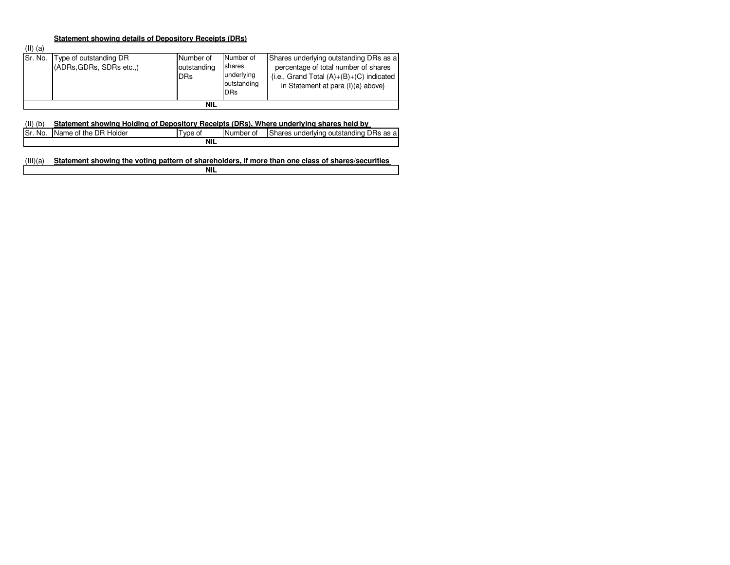**Statement showing details of Depository Receipts (DRs)**

(II) (a)

| Sr. No. | Type of outstanding DR (ADRs,GDRs, SDRs etc.,) | Number of outstanding DRs | Number of shares underlying outstanding DRs | Shares underlying outstanding DRs as a percentage of total number of shares {i.e., Grand Total (A)+(B)+(C) indicated in Statement at para (I)(a) above} |
|---|---|---|---|---|
| | | **NIL** | | |

(II) (b) **Statement showing Holding of Depository Receipts (DRs), Where underlying shares held by**

| Sr. No. | Name of the DR Holder | Type of | Number of | Shares underlying outstanding DRs as a |
|---|---|---|---|---|
| | | **NIL** | | |

(III)(a) **Statement showing the voting pattern of shareholders, if more than one class of shares/securities**

| |
|---|
| **NIL** |